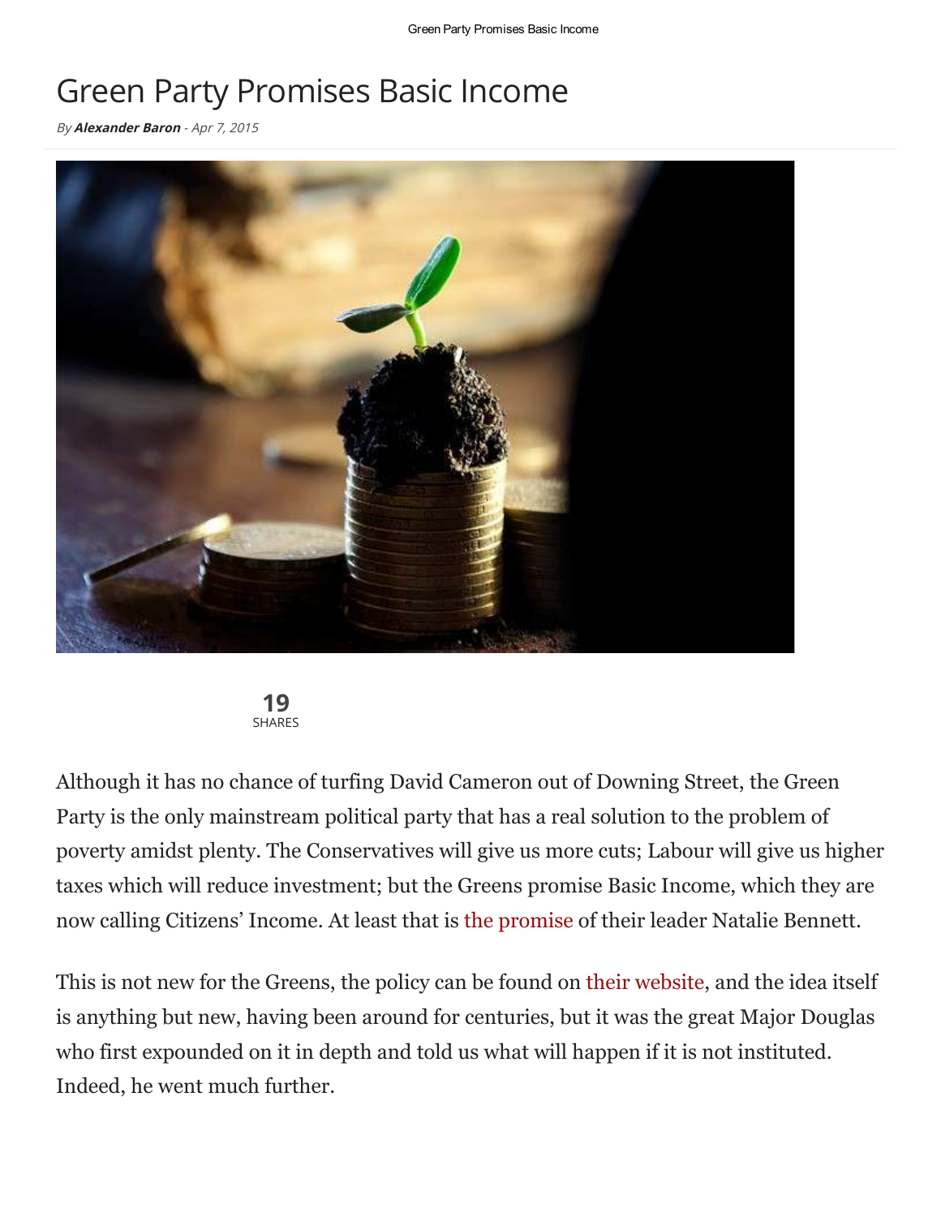# Green Party Promises Basic Income

*By **Alexander Baron** - Apr 7, 2015*

19
SHARES

Although it has no chance of turfing David Cameron out of Downing Street, the Green Party is the only mainstream political party that has a real solution to the problem of poverty amidst plenty. The Conservatives will give us more cuts; Labour will give us higher taxes which will reduce investment; but the Greens promise Basic Income, which they are now calling Citizens' Income. At least that is the promise of their leader Natalie Bennett.

This is not new for the Greens, the policy can be found on their website, and the idea itself is anything but new, having been around for centuries, but it was the great Major Douglas who first expounded on it in depth and told us what will happen if it is not instituted. Indeed, he went much further.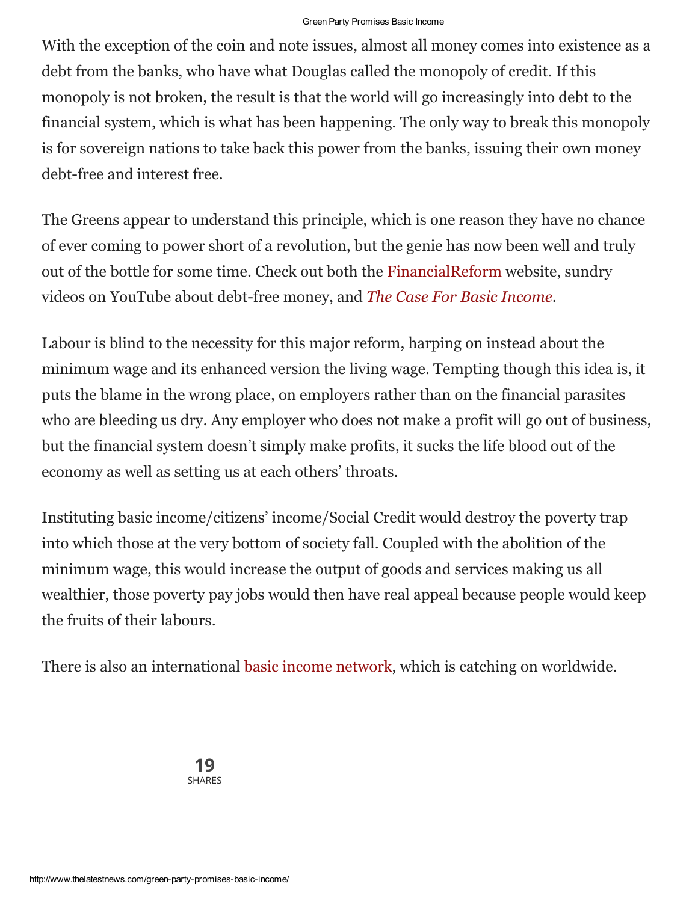With the exception of the coin and note issues, almost all money comes into existence as a debt from the banks, who have what Douglas called the monopoly of credit. If this monopoly is not broken, the result is that the world will go increasingly into debt to the financial system, which is what has been happening. The only way to break this monopoly is for sovereign nations to take back this power from the banks, issuing their own money debt-free and interest free.

The Greens appear to understand this principle, which is one reason they have no chance of ever coming to power short of a revolution, but the genie has now been well and truly out of the bottle for some time. Check out both the FinancialReform website, sundry videos on YouTube about debt-free money, and *The Case For Basic Income*.

Labour is blind to the necessity for this major reform, harping on instead about the minimum wage and its enhanced version the living wage. Tempting though this idea is, it puts the blame in the wrong place, on employers rather than on the financial parasites who are bleeding us dry. Any employer who does not make a profit will go out of business, but the financial system doesn't simply make profits, it sucks the life blood out of the economy as well as setting us at each others' throats.

Instituting basic income/citizens' income/Social Credit would destroy the poverty trap into which those at the very bottom of society fall. Coupled with the abolition of the minimum wage, this would increase the output of goods and services making us all wealthier, those poverty pay jobs would then have real appeal because people would keep the fruits of their labours.

There is also an international basic income network, which is catching on worldwide.

19
SHARES